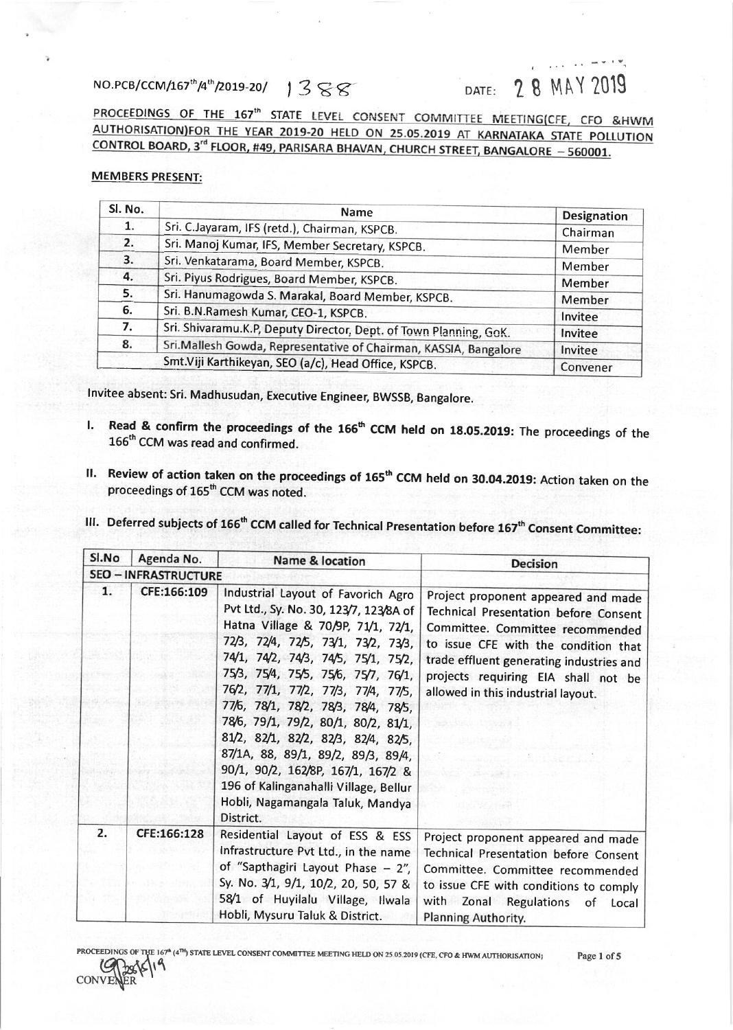NO.PCB/CCM/167th/4th/2019-20/ 1388 DATE: 28 MAY 2019

**PROCEEDINGS OF THE 167th STATE LEVEL CONSENT COMMITTEE MEETING(CFE, CFO &HWM AUTHORISATION)FOR THE YEAR 2019-20 HELD ON 25.05.2019 AT KARNATAKA STATE POLLUTION CONTROL BOARD, 3rd FLOOR, #49, PARISARA BHAVAN, CHURCH STREET, BANGALORE – 560001.**

**MEMBERS PRESENT:**

| Sl. No. | Name | Designation |
|---|---|---|
| 1. | Sri. C.Jayaram, IFS (retd.), Chairman, KSPCB. | Chairman |
| 2. | Sri. Manoj Kumar, IFS, Member Secretary, KSPCB. | Member |
| 3. | Sri. Venkatarama, Board Member, KSPCB. | Member |
| 4. | Sri. Piyus Rodrigues, Board Member, KSPCB. | Member |
| 5. | Sri. Hanumagowda S. Marakal, Board Member, KSPCB. | Member |
| 6. | Sri. B.N.Ramesh Kumar, CEO-1, KSPCB. | Invitee |
| 7. | Sri. Shivaramu.K.P, Deputy Director, Dept. of Town Planning, GoK. | Invitee |
| 8. | Sri.Mallesh Gowda, Representative of Chairman, KASSIA, Bangalore | Invitee |
| | Smt.Viji Karthikeyan, SEO (a/c), Head Office, KSPCB. | Convener |

Invitee absent: Sri. Madhusudan, Executive Engineer, BWSSB, Bangalore.

I. **Read & confirm the proceedings of the 166th CCM held on 18.05.2019:** The proceedings of the 166th CCM was read and confirmed.

II. **Review of action taken on the proceedings of 165th CCM held on 30.04.2019:** Action taken on the proceedings of 165th CCM was noted.

III. **Deferred subjects of 166th CCM called for Technical Presentation before 167th Consent Committee:**

| Sl.No | Agenda No. | Name & location | Decision |
|---|---|---|---|
| **SEO – INFRASTRUCTURE** | | | |
| 1. | CFE:166:109 | Industrial Layout of Favorich Agro Pvt Ltd., Sy. No. 30, 123/7, 123/8A of Hatna Village & 70/9P, 71/1, 72/1, 72/3, 72/4, 72/5, 73/1, 73/2, 73/3, 74/1, 74/2, 74/3, 74/5, 75/1, 75/2, 75/3, 75/4, 75/5, 75/6, 75/7, 76/1, 76/2, 77/1, 77/2, 77/3, 77/4, 77/5, 77/6, 78/1, 78/2, 78/3, 78/4, 78/5, 78/6, 79/1, 79/2, 80/1, 80/2, 81/1, 81/2, 82/1, 82/2, 82/3, 82/4, 82/5, 87/1A, 88, 89/1, 89/2, 89/3, 89/4, 90/1, 90/2, 162/8P, 167/1, 167/2 & 196 of Kalinganahalli Village, Bellur Hobli, Nagamangala Taluk, Mandya District. | Project proponent appeared and made Technical Presentation before Consent Committee. Committee recommended to issue CFE with the condition that trade effluent generating industries and projects requiring EIA shall not be allowed in this industrial layout. |
| 2. | CFE:166:128 | Residential Layout of ESS & ESS Infrastructure Pvt Ltd., in the name of "Sapthagiri Layout Phase – 2", Sy. No. 3/1, 9/1, 10/2, 20, 50, 57 & 58/1 of Huyilalu Village, Ilwala Hobli, Mysuru Taluk & District. | Project proponent appeared and made Technical Presentation before Consent Committee. Committee recommended to issue CFE with conditions to comply with Zonal Regulations of Local Planning Authority. |

CONVENER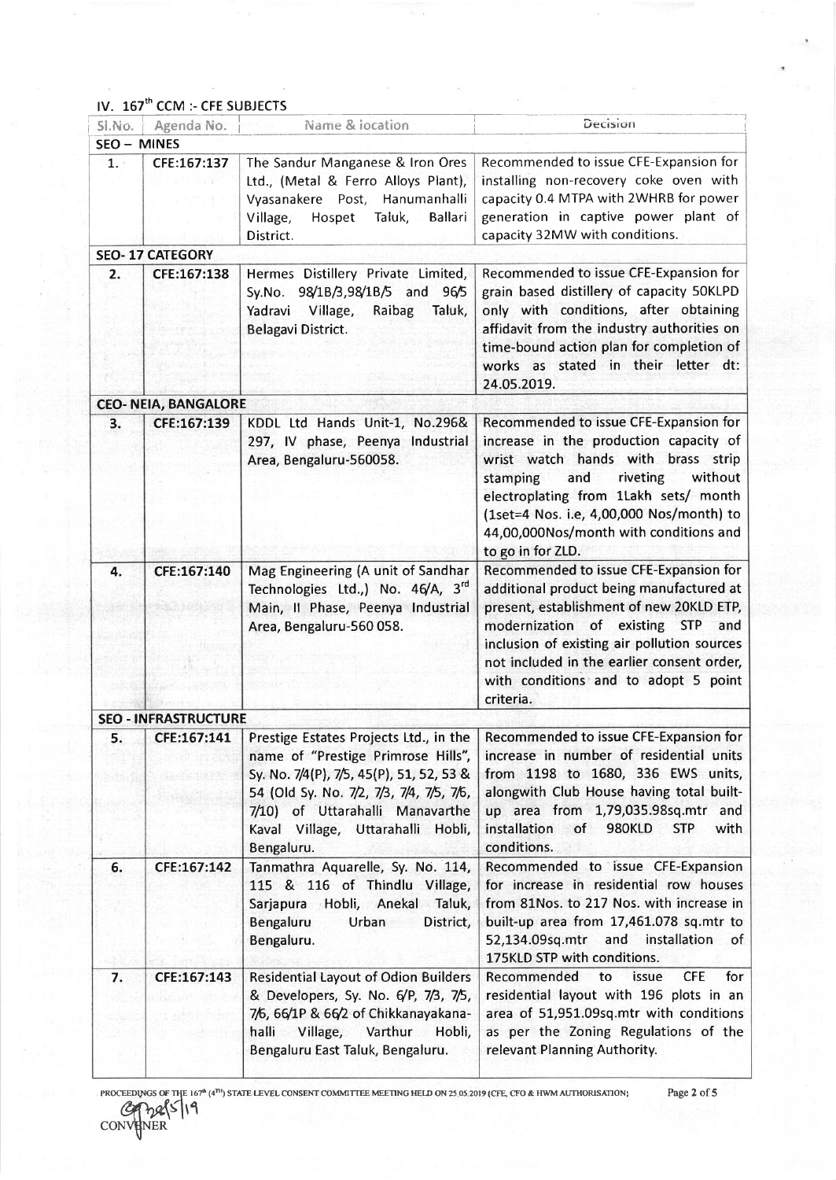## IV. 167[th] CCM :- CFE SUBJECTS

| Sl.No. | Agenda No. | Name & location | Decision |
|---|---|---|---|
| **SEO – MINES** | | | |
| 1. | CFE:167:137 | The Sandur Manganese & Iron Ores Ltd., (Metal & Ferro Alloys Plant), Vyasanakere Post, Hanumanhalli Village, Hospet Taluk, Ballari District. | Recommended to issue CFE-Expansion for installing non-recovery coke oven with capacity 0.4 MTPA with 2WHRB for power generation in captive power plant of capacity 32MW with conditions. |
| **SEO- 17 CATEGORY** | | | |
| 2. | CFE:167:138 | Hermes Distillery Private Limited, Sy.No. 98/1B/3,98/1B/5 and 96/5 Yadravi Village, Raibag Taluk, Belagavi District. | Recommended to issue CFE-Expansion for grain based distillery of capacity 50KLPD only with conditions, after obtaining affidavit from the industry authorities on time-bound action plan for completion of works as stated in their letter dt: 24.05.2019. |
| **CEO- NEIA, BANGALORE** | | | |
| 3. | CFE:167:139 | KDDL Ltd Hands Unit-1, No.296& 297, IV phase, Peenya Industrial Area, Bengaluru-560058. | Recommended to issue CFE-Expansion for increase in the production capacity of wrist watch hands with brass strip stamping and riveting without electroplating from 1Lakh sets/ month (1set=4 Nos. i.e, 4,00,000 Nos/month) to 44,00,000Nos/month with conditions and to go in for ZLD. |
| 4. | CFE:167:140 | Mag Engineering (A unit of Sandhar Technologies Ltd.,) No. 46/A, 3[rd] Main, II Phase, Peenya Industrial Area, Bengaluru-560 058. | Recommended to issue CFE-Expansion for additional product being manufactured at present, establishment of new 20KLD ETP, modernization of existing STP and inclusion of existing air pollution sources not included in the earlier consent order, with conditions and to adopt 5 point criteria. |
| **SEO - INFRASTRUCTURE** | | | |
| 5. | CFE:167:141 | Prestige Estates Projects Ltd., in the name of "Prestige Primrose Hills", Sy. No. 7/4(P), 7/5, 45(P), 51, 52, 53 & 54 (Old Sy. No. 7/2, 7/3, 7/4, 7/5, 7/6, 7/10) of Uttarahalli Manavarthe Kaval Village, Uttarahalli Hobli, Bengaluru. | Recommended to issue CFE-Expansion for increase in number of residential units from 1198 to 1680, 336 EWS units, alongwith Club House having total built-up area from 1,79,035.98sq.mtr and installation of 980KLD STP with conditions. |
| 6. | CFE:167:142 | Tanmathra Aquarelle, Sy. No. 114, 115 & 116 of Thindlu Village, Sarjapura Hobli, Anekal Taluk, Bengaluru Urban District, Bengaluru. | Recommended to issue CFE-Expansion for increase in residential row houses from 81Nos. to 217 Nos. with increase in built-up area from 17,461.078 sq.mtr to 52,134.09sq.mtr and installation of 175KLD STP with conditions. |
| 7. | CFE:167:143 | Residential Layout of Odion Builders & Developers, Sy. No. 6/P, 7/3, 7/5, 7/6, 66/1P & 66/2 of Chikkanayakanahalli Village, Varthur Hobli, Bengaluru East Taluk, Bengaluru. | Recommended to issue CFE for residential layout with 196 plots in an area of 51,951.09sq.mtr with conditions as per the Zoning Regulations of the relevant Planning Authority. |

PROCEEDINGS OF THE 167[th] (4[TH]) STATE LEVEL CONSENT COMMITTEE MEETING HELD ON 25.05.2019 (CFE, CFO & HWM AUTHORISATION)

28/5/19
CONVENER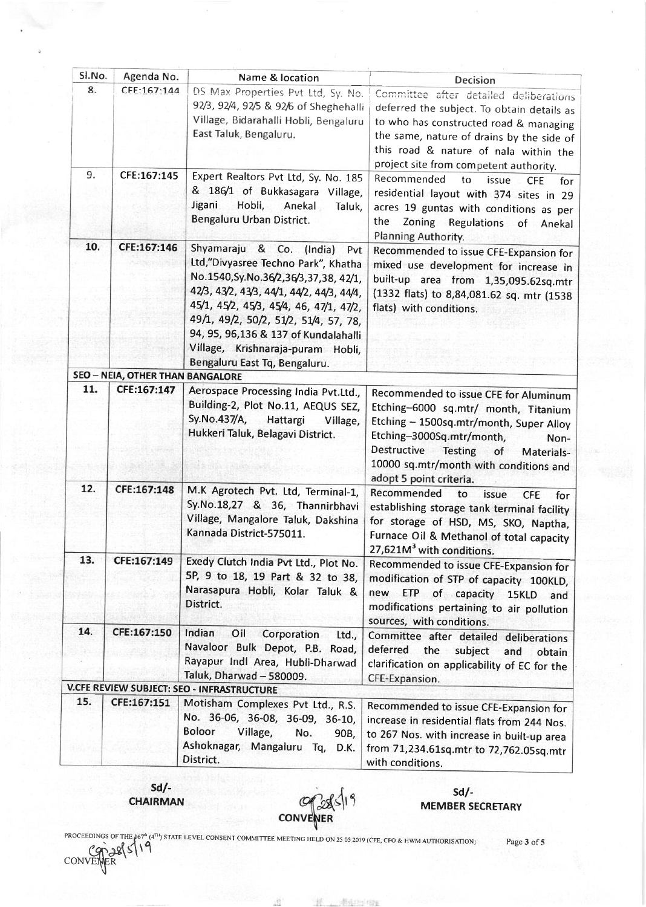| Sl.No. | Agenda No. | Name & location | Decision |
|---|---|---|---|
| 8. | CFE:167:144 | DS Max Properties Pvt Ltd, Sy. No. 92/3, 92/4, 92/5 & 92/6 of Sheghehalli Village, Bidarahalli Hobli, Bengaluru East Taluk, Bengaluru. | Committee after detailed deliberations deferred the subject. To obtain details as to who has constructed road & managing the same, nature of drains by the side of this road & nature of nala within the project site from competent authority. |
| 9. | CFE:167:145 | Expert Realtors Pvt Ltd, Sy. No. 185 & 186/1 of Bukkasagara Village, Jigani Hobli, Anekal Taluk, Bengaluru Urban District. | Recommended to issue CFE for residential layout with 374 sites in 29 acres 19 guntas with conditions as per the Zoning Regulations of Anekal Planning Authority. |
| 10. | CFE:167:146 | Shyamaraju & Co. (India) Pvt Ltd,"Divyasree Techno Park", Khatha No.1540,Sy.No.36/2,36/3,37,38, 42/1, 42/3, 43/2, 43/3, 44/1, 44/2, 44/3, 44/4, 45/1, 45/2, 45/3, 45/4, 46, 47/1, 47/2, 49/1, 49/2, 50/2, 51/2, 51/4, 57, 78, 94, 95, 96,136 & 137 of Kundalahalli Village, Krishnaraja-puram Hobli, Bengaluru East Tq, Bengaluru. | Recommended to issue CFE-Expansion for mixed use development for increase in built-up area from 1,35,095.62sq.mtr (1332 flats) to 8,84,081.62 sq. mtr (1538 flats) with conditions. |
| **SEO – NEIA, OTHER THAN BANGALORE** | | | |
| 11. | CFE:167:147 | Aerospace Processing India Pvt.Ltd., Building-2, Plot No.11, AEQUS SEZ, Sy.No.437/A, Hattargi Village, Hukkeri Taluk, Belagavi District. | Recommended to issue CFE for Aluminum Etching–6000 sq.mtr/ month, Titanium Etching – 1500sq.mtr/month, Super Alloy Etching–3000Sq.mtr/month, Non-Destructive Testing of Materials-10000 sq.mtr/month with conditions and adopt 5 point criteria. |
| 12. | CFE:167:148 | M.K Agrotech Pvt. Ltd, Terminal-1, Sy.No.18,27 & 36, Thannirbhavi Village, Mangalore Taluk, Dakshina Kannada District-575011. | Recommended to issue CFE for establishing storage tank terminal facility for storage of HSD, MS, SKO, Naptha, Furnace Oil & Methanol of total capacity 27,621$M^3$ with conditions. |
| 13. | CFE:167:149 | Exedy Clutch India Pvt Ltd., Plot No. 5P, 9 to 18, 19 Part & 32 to 38, Narasapura Hobli, Kolar Taluk & District. | Recommended to issue CFE-Expansion for modification of STP of capacity 100KLD, new ETP of capacity 15KLD and modifications pertaining to air pollution sources, with conditions. |
| 14. | CFE:167:150 | Indian Oil Corporation Ltd., Navaloor Bulk Depot, P.B. Road, Rayapur Indl Area, Hubli-Dharwad Taluk, Dharwad – 580009. | Committee after detailed deliberations deferred the subject and obtain clarification on applicability of EC for the CFE-Expansion. |
| **V.CFE REVIEW SUBJECT: SEO - INFRASTRUCTURE** | | | |
| 15. | CFE:167:151 | Motisham Complexes Pvt Ltd., R.S. No. 36-06, 36-08, 36-09, 36-10, Boloor Village, No. 90B, Ashoknagar, Mangaluru Tq, D.K. District. | Recommended to issue CFE-Expansion for increase in residential flats from 244 Nos. to 267 Nos. with increase in built-up area from 71,234.61sq.mtr to 72,762.05sq.mtr with conditions. |

**Sd/-**
**CHAIRMAN**

28/5/19
**CONVENER**

**Sd/-**
**MEMBER SECRETARY**

PROCEEDINGS OF THE 167th (4TH) STATE LEVEL CONSENT COMMITTEE MEETING HELD ON 25.05.2019 (CFE, CFO & HWM AUTHORISATION)

28/5/19
CONVENER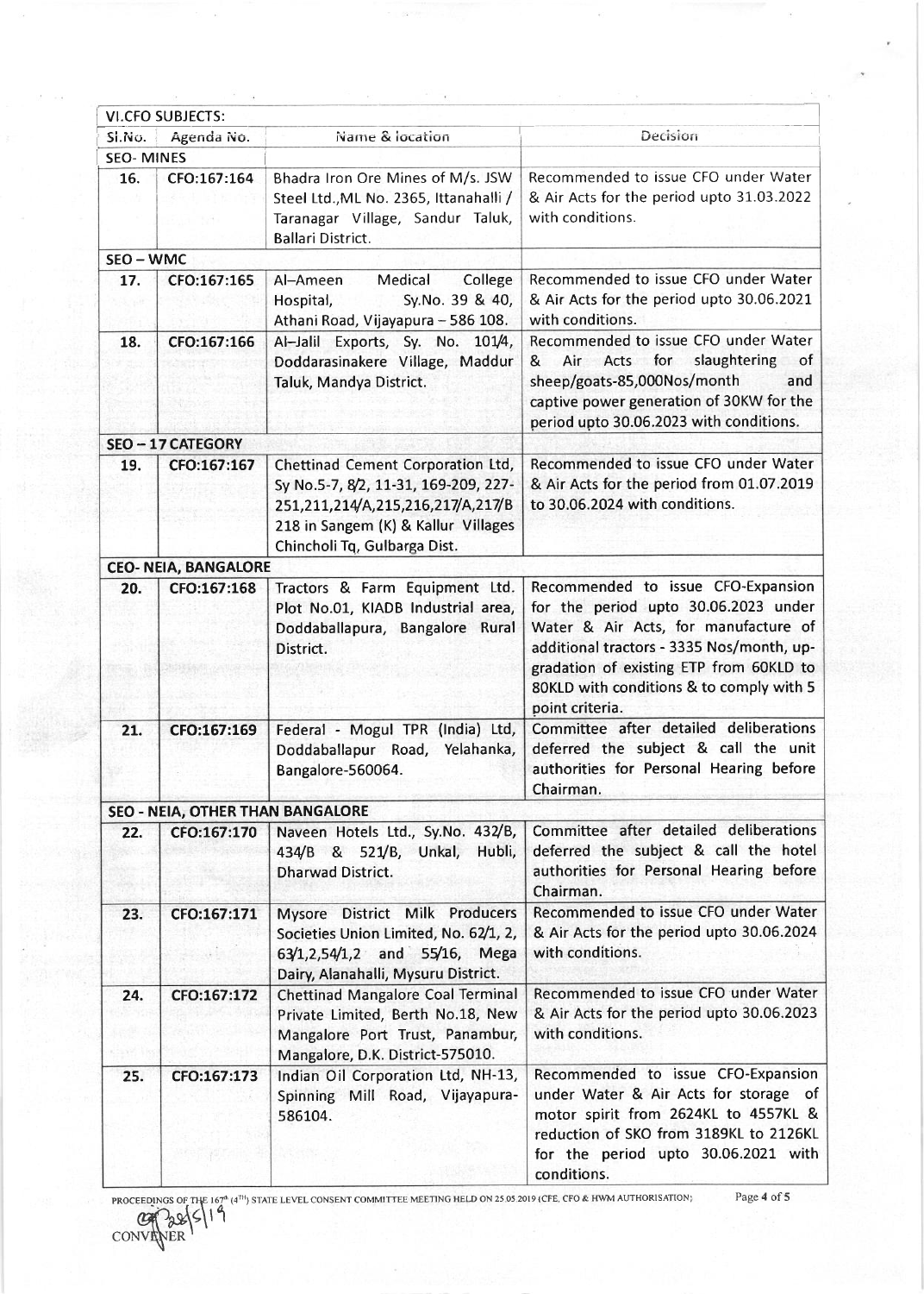| VI.CFO SUBJECTS: | | | |
|---|---|---|---|
| Sl.No. | Agenda No. | Name & location | Decision |
| **SEO- MINES** | | | |
| 16. | CFO:167:164 | Bhadra Iron Ore Mines of M/s. JSW Steel Ltd.,ML No. 2365, Ittanahalli / Taranagar Village, Sandur Taluk, Ballari District. | Recommended to issue CFO under Water & Air Acts for the period upto 31.03.2022 with conditions. |
| **SEO – WMC** | | | |
| 17. | CFO:167:165 | Al–Ameen Medical College Hospital, Sy.No. 39 & 40, Athani Road, Vijayapura – 586 108. | Recommended to issue CFO under Water & Air Acts for the period upto 30.06.2021 with conditions. |
| 18. | CFO:167:166 | Al–Jalil Exports, Sy. No. 101/4, Doddarasinakere Village, Maddur Taluk, Mandya District. | Recommended to issue CFO under Water & Air Acts for slaughtering of sheep/goats-85,000Nos/month and captive power generation of 30KW for the period upto 30.06.2023 with conditions. |
| **SEO – 17 CATEGORY** | | | |
| 19. | CFO:167:167 | Chettinad Cement Corporation Ltd, Sy No.5-7, 8/2, 11-31, 169-209, 227-251,211,214/A,215,216,217/A,217/B 218 in Sangem (K) & Kallur Villages Chincholi Tq, Gulbarga Dist. | Recommended to issue CFO under Water & Air Acts for the period from 01.07.2019 to 30.06.2024 with conditions. |
| **CEO- NEIA, BANGALORE** | | | |
| 20. | CFO:167:168 | Tractors & Farm Equipment Ltd. Plot No.01, KIADB Industrial area, Doddaballapura, Bangalore Rural District. | Recommended to issue CFO-Expansion for the period upto 30.06.2023 under Water & Air Acts, for manufacture of additional tractors - 3335 Nos/month, up-gradation of existing ETP from 60KLD to 80KLD with conditions & to comply with 5 point criteria. |
| 21. | CFO:167:169 | Federal - Mogul TPR (India) Ltd, Doddaballapur Road, Yelahanka, Bangalore-560064. | Committee after detailed deliberations deferred the subject & call the unit authorities for Personal Hearing before Chairman. |
| **SEO - NEIA, OTHER THAN BANGALORE** | | | |
| 22. | CFO:167:170 | Naveen Hotels Ltd., Sy.No. 432/B, 434/B & 521/B, Unkal, Hubli, Dharwad District. | Committee after detailed deliberations deferred the subject & call the hotel authorities for Personal Hearing before Chairman. |
| 23. | CFO:167:171 | Mysore District Milk Producers Societies Union Limited, No. 62/1, 2, 63/1,2,54/1,2 and 55/16, Mega Dairy, Alanahalli, Mysuru District. | Recommended to issue CFO under Water & Air Acts for the period upto 30.06.2024 with conditions. |
| 24. | CFO:167:172 | Chettinad Mangalore Coal Terminal Private Limited, Berth No.18, New Mangalore Port Trust, Panambur, Mangalore, D.K. District-575010. | Recommended to issue CFO under Water & Air Acts for the period upto 30.06.2023 with conditions. |
| 25. | CFO:167:173 | Indian Oil Corporation Ltd, NH-13, Spinning Mill Road, Vijayapura-586104. | Recommended to issue CFO-Expansion under Water & Air Acts for storage of motor spirit from 2624KL to 4557KL & reduction of SKO from 3189KL to 2126KL for the period upto 30.06.2021 with conditions. |

PROCEEDINGS OF THE 167th (4TH) STATE LEVEL CONSENT COMMITTEE MEETING HELD ON 25.05.2019 (CFE, CFO & HWM AUTHORISATION);

28/5/19
CONVENER